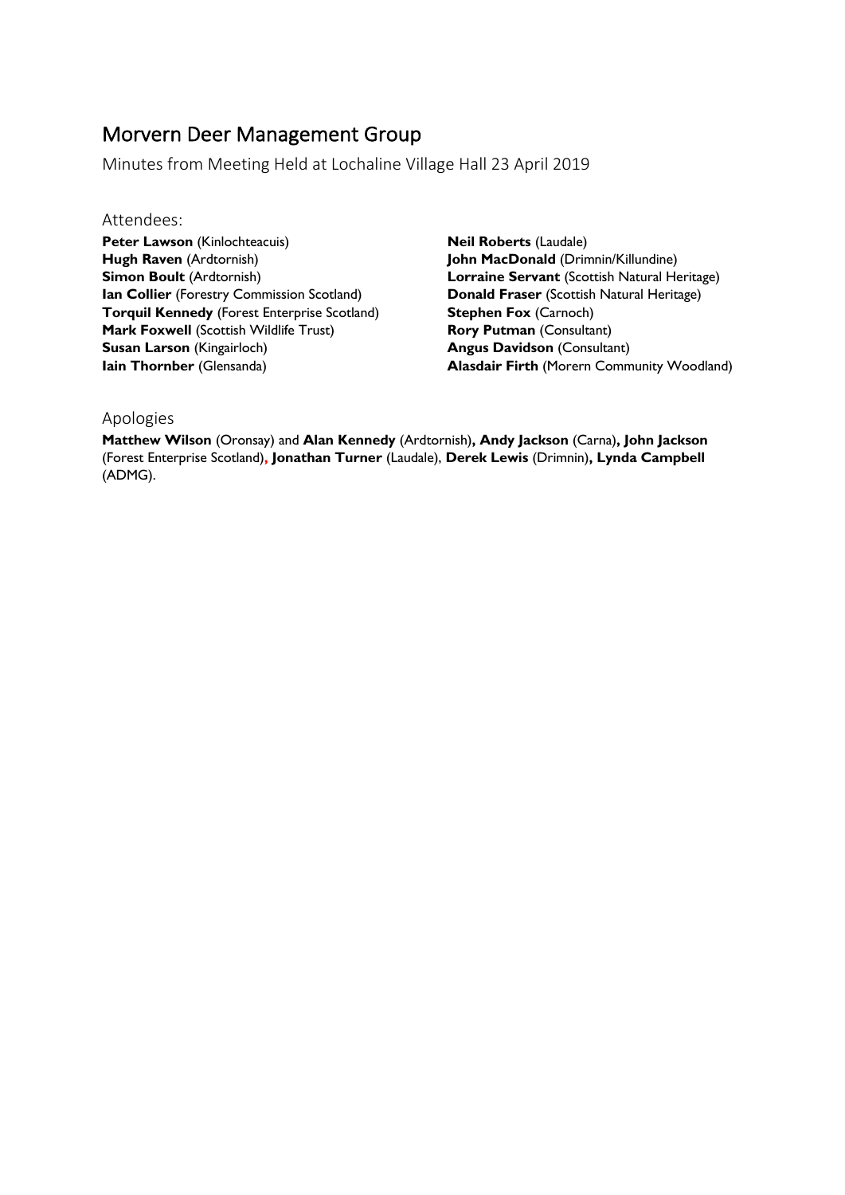# Morvern Deer Management Group

Minutes from Meeting Held at Lochaline Village Hall 23 April 2019

## Attendees:

**Peter Lawson** (Kinlochteacuis)
**Hugh Raven** (Ardtornish)
**Simon Boult** (Ardtornish)
**Ian Collier** (Forestry Commission Scotland)
**Torquil Kennedy** (Forest Enterprise Scotland)
**Mark Foxwell** (Scottish Wildlife Trust)
**Susan Larson** (Kingairloch)
**Iain Thornber** (Glensanda)
**Neil Roberts** (Laudale)
**John MacDonald** (Drimnin/Killundine)
**Lorraine Servant** (Scottish Natural Heritage)
**Donald Fraser** (Scottish Natural Heritage)
**Stephen Fox** (Carnoch)
**Rory Putman** (Consultant)
**Angus Davidson** (Consultant)
**Alasdair Firth** (Morern Community Woodland)

## Apologies

**Matthew Wilson** (Oronsay) and **Alan Kennedy** (Ardtornish)**, Andy Jackson** (Carna)**, John Jackson** (Forest Enterprise Scotland)**, Jonathan Turner** (Laudale), **Derek Lewis** (Drimnin)**, Lynda Campbell** (ADMG).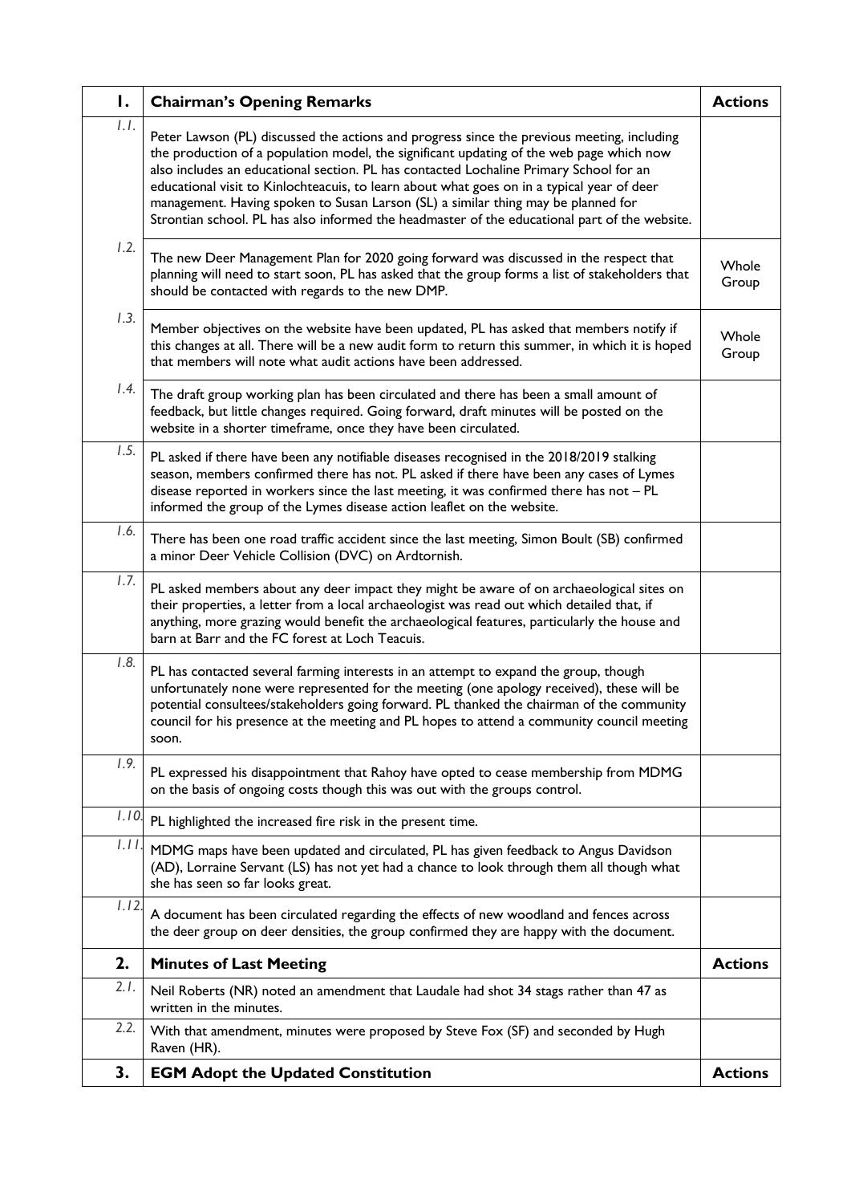| 1. | Chairman's Opening Remarks | Actions |
|---|---|---|
| 1.1. | Peter Lawson (PL) discussed the actions and progress since the previous meeting, including the production of a population model, the significant updating of the web page which now also includes an educational section. PL has contacted Lochaline Primary School for an educational visit to Kinlochteacuis, to learn about what goes on in a typical year of deer management. Having spoken to Susan Larson (SL) a similar thing may be planned for Strontian school. PL has also informed the headmaster of the educational part of the website. | |
| 1.2. | The new Deer Management Plan for 2020 going forward was discussed in the respect that planning will need to start soon, PL has asked that the group forms a list of stakeholders that should be contacted with regards to the new DMP. | Whole Group |
| 1.3. | Member objectives on the website have been updated, PL has asked that members notify if this changes at all. There will be a new audit form to return this summer, in which it is hoped that members will note what audit actions have been addressed. | Whole Group |
| 1.4. | The draft group working plan has been circulated and there has been a small amount of feedback, but little changes required. Going forward, draft minutes will be posted on the website in a shorter timeframe, once they have been circulated. | |
| 1.5. | PL asked if there have been any notifiable diseases recognised in the 2018/2019 stalking season, members confirmed there has not. PL asked if there have been any cases of Lymes disease reported in workers since the last meeting, it was confirmed there has not – PL informed the group of the Lymes disease action leaflet on the website. | |
| 1.6. | There has been one road traffic accident since the last meeting, Simon Boult (SB) confirmed a minor Deer Vehicle Collision (DVC) on Ardtornish. | |
| 1.7. | PL asked members about any deer impact they might be aware of on archaeological sites on their properties, a letter from a local archaeologist was read out which detailed that, if anything, more grazing would benefit the archaeological features, particularly the house and barn at Barr and the FC forest at Loch Teacuis. | |
| 1.8. | PL has contacted several farming interests in an attempt to expand the group, though unfortunately none were represented for the meeting (one apology received), these will be potential consultees/stakeholders going forward. PL thanked the chairman of the community council for his presence at the meeting and PL hopes to attend a community council meeting soon. | |
| 1.9. | PL expressed his disappointment that Rahoy have opted to cease membership from MDMG on the basis of ongoing costs though this was out with the groups control. | |
| 1.10. | PL highlighted the increased fire risk in the present time. | |
| 1.11. | MDMG maps have been updated and circulated, PL has given feedback to Angus Davidson (AD), Lorraine Servant (LS) has not yet had a chance to look through them all though what she has seen so far looks great. | |
| 1.12. | A document has been circulated regarding the effects of new woodland and fences across the deer group on deer densities, the group confirmed they are happy with the document. | |
| **2.** | **Minutes of Last Meeting** | **Actions** |
| 2.1. | Neil Roberts (NR) noted an amendment that Laudale had shot 34 stags rather than 47 as written in the minutes. | |
| 2.2. | With that amendment, minutes were proposed by Steve Fox (SF) and seconded by Hugh Raven (HR). | |
| **3.** | **EGM Adopt the Updated Constitution** | **Actions** |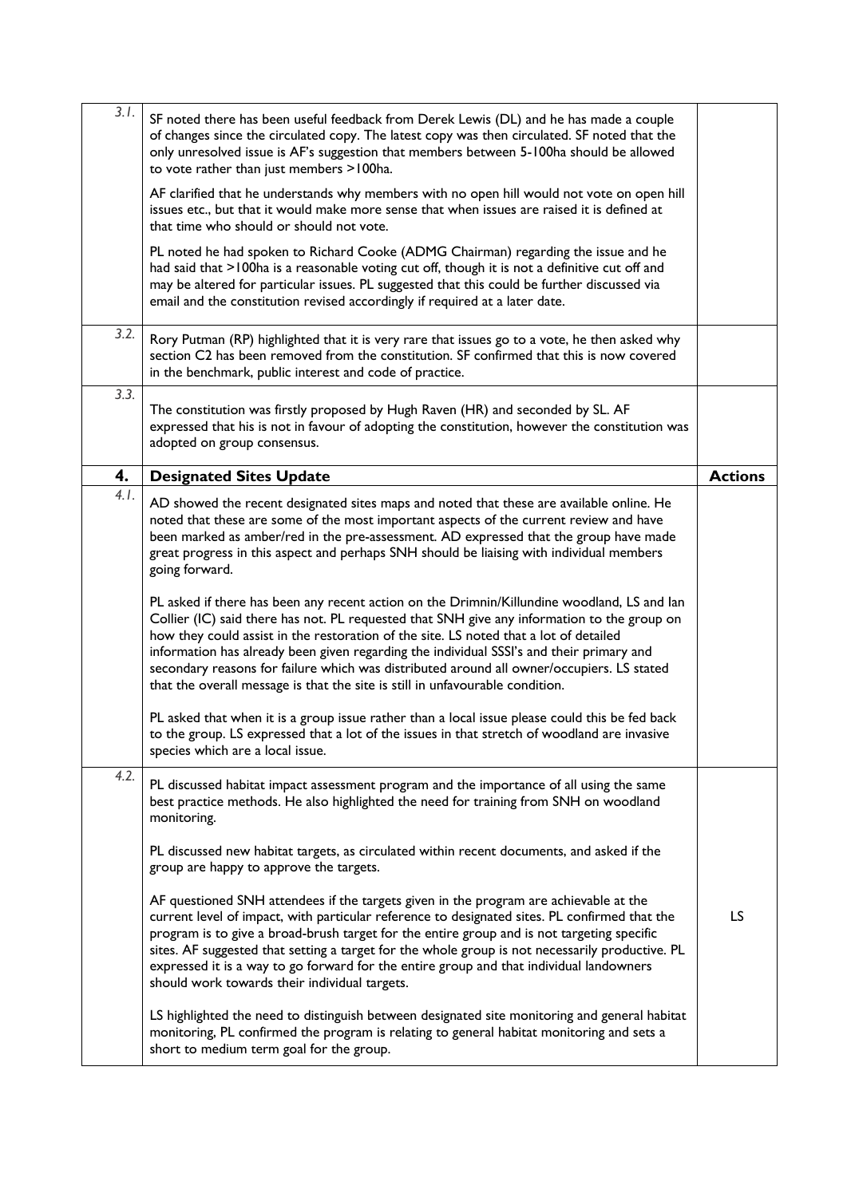| | | |
|---|---|---|
| *3.1.* | SF noted there has been useful feedback from Derek Lewis (DL) and he has made a couple of changes since the circulated copy. The latest copy was then circulated. SF noted that the only unresolved issue is AF's suggestion that members between 5-100ha should be allowed to vote rather than just members >100ha.<br><br>AF clarified that he understands why members with no open hill would not vote on open hill issues etc., but that it would make more sense that when issues are raised it is defined at that time who should or should not vote.<br><br>PL noted he had spoken to Richard Cooke (ADMG Chairman) regarding the issue and he had said that >100ha is a reasonable voting cut off, though it is not a definitive cut off and may be altered for particular issues. PL suggested that this could be further discussed via email and the constitution revised accordingly if required at a later date. | |
| *3.2.* | Rory Putman (RP) highlighted that it is very rare that issues go to a vote, he then asked why section C2 has been removed from the constitution. SF confirmed that this is now covered in the benchmark, public interest and code of practice. | |
| *3.3.* | The constitution was firstly proposed by Hugh Raven (HR) and seconded by SL. AF expressed that his is not in favour of adopting the constitution, however the constitution was adopted on group consensus. | |
| **4.** | **Designated Sites Update** | **Actions** |
| *4.1.* | AD showed the recent designated sites maps and noted that these are available online. He noted that these are some of the most important aspects of the current review and have been marked as amber/red in the pre-assessment. AD expressed that the group have made great progress in this aspect and perhaps SNH should be liaising with individual members going forward.<br><br>PL asked if there has been any recent action on the Drimnin/Killundine woodland, LS and Ian Collier (IC) said there has not. PL requested that SNH give any information to the group on how they could assist in the restoration of the site. LS noted that a lot of detailed information has already been given regarding the individual SSSI's and their primary and secondary reasons for failure which was distributed around all owner/occupiers. LS stated that the overall message is that the site is still in unfavourable condition.<br><br>PL asked that when it is a group issue rather than a local issue please could this be fed back to the group. LS expressed that a lot of the issues in that stretch of woodland are invasive species which are a local issue. | |
| *4.2.* | PL discussed habitat impact assessment program and the importance of all using the same best practice methods. He also highlighted the need for training from SNH on woodland monitoring.<br><br>PL discussed new habitat targets, as circulated within recent documents, and asked if the group are happy to approve the targets.<br><br>AF questioned SNH attendees if the targets given in the program are achievable at the current level of impact, with particular reference to designated sites. PL confirmed that the program is to give a broad-brush target for the entire group and is not targeting specific sites. AF suggested that setting a target for the whole group is not necessarily productive. PL expressed it is a way to go forward for the entire group and that individual landowners should work towards their individual targets.<br><br>LS highlighted the need to distinguish between designated site monitoring and general habitat monitoring, PL confirmed the program is relating to general habitat monitoring and sets a short to medium term goal for the group. | LS |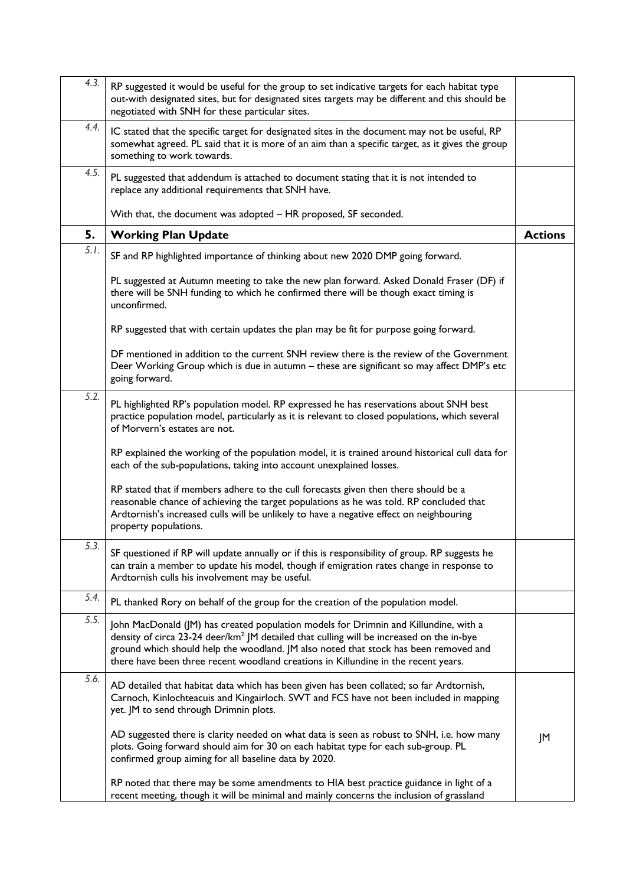| | | |
|---|---|---|
| 4.3. | RP suggested it would be useful for the group to set indicative targets for each habitat type out-with designated sites, but for designated sites targets may be different and this should be negotiated with SNH for these particular sites. | |
| 4.4. | IC stated that the specific target for designated sites in the document may not be useful, RP somewhat agreed. PL said that it is more of an aim than a specific target, as it gives the group something to work towards. | |
| 4.5. | PL suggested that addendum is attached to document stating that it is not intended to replace any additional requirements that SNH have.<br><br>With that, the document was adopted – HR proposed, SF seconded. | |
| **5.** | **Working Plan Update** | **Actions** |
| 5.1. | SF and RP highlighted importance of thinking about new 2020 DMP going forward.<br><br>PL suggested at Autumn meeting to take the new plan forward. Asked Donald Fraser (DF) if there will be SNH funding to which he confirmed there will be though exact timing is unconfirmed.<br><br>RP suggested that with certain updates the plan may be fit for purpose going forward.<br><br>DF mentioned in addition to the current SNH review there is the review of the Government Deer Working Group which is due in autumn – these are significant so may affect DMP's etc going forward. | |
| 5.2. | PL highlighted RP's population model. RP expressed he has reservations about SNH best practice population model, particularly as it is relevant to closed populations, which several of Morvern's estates are not.<br><br>RP explained the working of the population model, it is trained around historical cull data for each of the sub-populations, taking into account unexplained losses.<br><br>RP stated that if members adhere to the cull forecasts given then there should be a reasonable chance of achieving the target populations as he was told. RP concluded that Ardtornish's increased culls will be unlikely to have a negative effect on neighbouring property populations. | |
| 5.3. | SF questioned if RP will update annually or if this is responsibility of group. RP suggests he can train a member to update his model, though if emigration rates change in response to Ardtornish culls his involvement may be useful. | |
| 5.4. | PL thanked Rory on behalf of the group for the creation of the population model. | |
| 5.5. | John MacDonald (JM) has created population models for Drimnin and Killundine, with a density of circa 23-24 deer/km$^2$. JM detailed that culling will be increased on the in-bye ground which should help the woodland. JM also noted that stock has been removed and there have been three recent woodland creations in Killundine in the recent years. | |
| 5.6. | AD detailed that habitat data which has been given has been collated; so far Ardtornish, Carnoch, Kinlochteacuis and Kingairloch. SWT and FCS have not been included in mapping yet. JM to send through Drimnin plots.<br><br>AD suggested there is clarity needed on what data is seen as robust to SNH, i.e. how many plots. Going forward should aim for 30 on each habitat type for each sub-group. PL confirmed group aiming for all baseline data by 2020.<br><br>RP noted that there may be some amendments to HIA best practice guidance in light of a recent meeting, though it will be minimal and mainly concerns the inclusion of grassland | JM |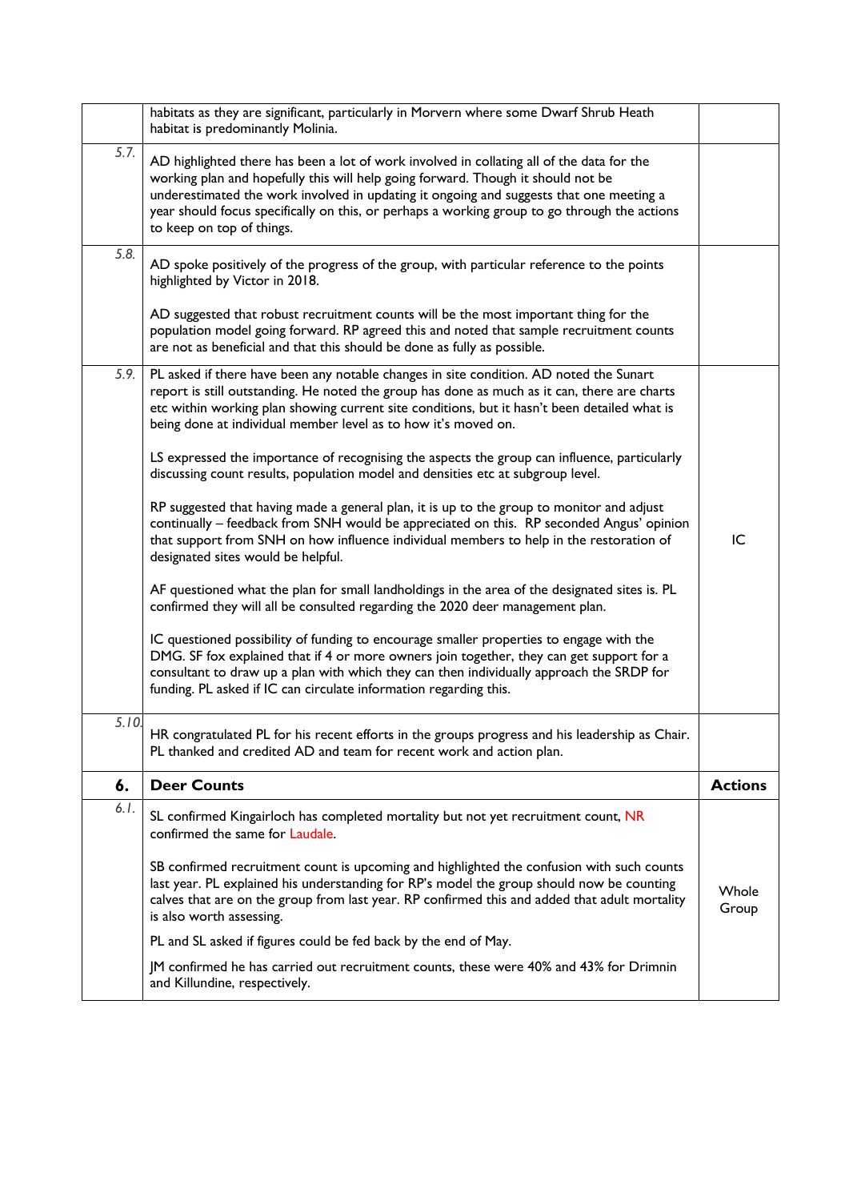|  |  |  |
|---|---|---|
|  | habitats as they are significant, particularly in Morvern where some Dwarf Shrub Heath habitat is predominantly Molinia. |  |
| 5.7. | AD highlighted there has been a lot of work involved in collating all of the data for the working plan and hopefully this will help going forward. Though it should not be underestimated the work involved in updating it ongoing and suggests that one meeting a year should focus specifically on this, or perhaps a working group to go through the actions to keep on top of things. |  |
| 5.8. | AD spoke positively of the progress of the group, with particular reference to the points highlighted by Victor in 2018.<br><br>AD suggested that robust recruitment counts will be the most important thing for the population model going forward. RP agreed this and noted that sample recruitment counts are not as beneficial and that this should be done as fully as possible. |  |
| 5.9. | PL asked if there have been any notable changes in site condition. AD noted the Sunart report is still outstanding. He noted the group has done as much as it can, there are charts etc within working plan showing current site conditions, but it hasn't been detailed what is being done at individual member level as to how it's moved on.<br><br>LS expressed the importance of recognising the aspects the group can influence, particularly discussing count results, population model and densities etc at subgroup level.<br><br>RP suggested that having made a general plan, it is up to the group to monitor and adjust continually – feedback from SNH would be appreciated on this. RP seconded Angus' opinion that support from SNH on how influence individual members to help in the restoration of designated sites would be helpful.<br><br>AF questioned what the plan for small landholdings in the area of the designated sites is. PL confirmed they will all be consulted regarding the 2020 deer management plan.<br><br>IC questioned possibility of funding to encourage smaller properties to engage with the DMG. SF fox explained that if 4 or more owners join together, they can get support for a consultant to draw up a plan with which they can then individually approach the SRDP for funding. PL asked if IC can circulate information regarding this. | IC |
| 5.10. | HR congratulated PL for his recent efforts in the groups progress and his leadership as Chair. PL thanked and credited AD and team for recent work and action plan. |  |
| **6.** | **Deer Counts** | **Actions** |
| 6.1. | SL confirmed Kingairloch has completed mortality but not yet recruitment count, NR confirmed the same for Laudale.<br><br>SB confirmed recruitment count is upcoming and highlighted the confusion with such counts last year. PL explained his understanding for RP's model the group should now be counting calves that are on the group from last year. RP confirmed this and added that adult mortality is also worth assessing.<br><br>PL and SL asked if figures could be fed back by the end of May.<br><br>JM confirmed he has carried out recruitment counts, these were 40% and 43% for Drimnin and Killundine, respectively. | Whole Group |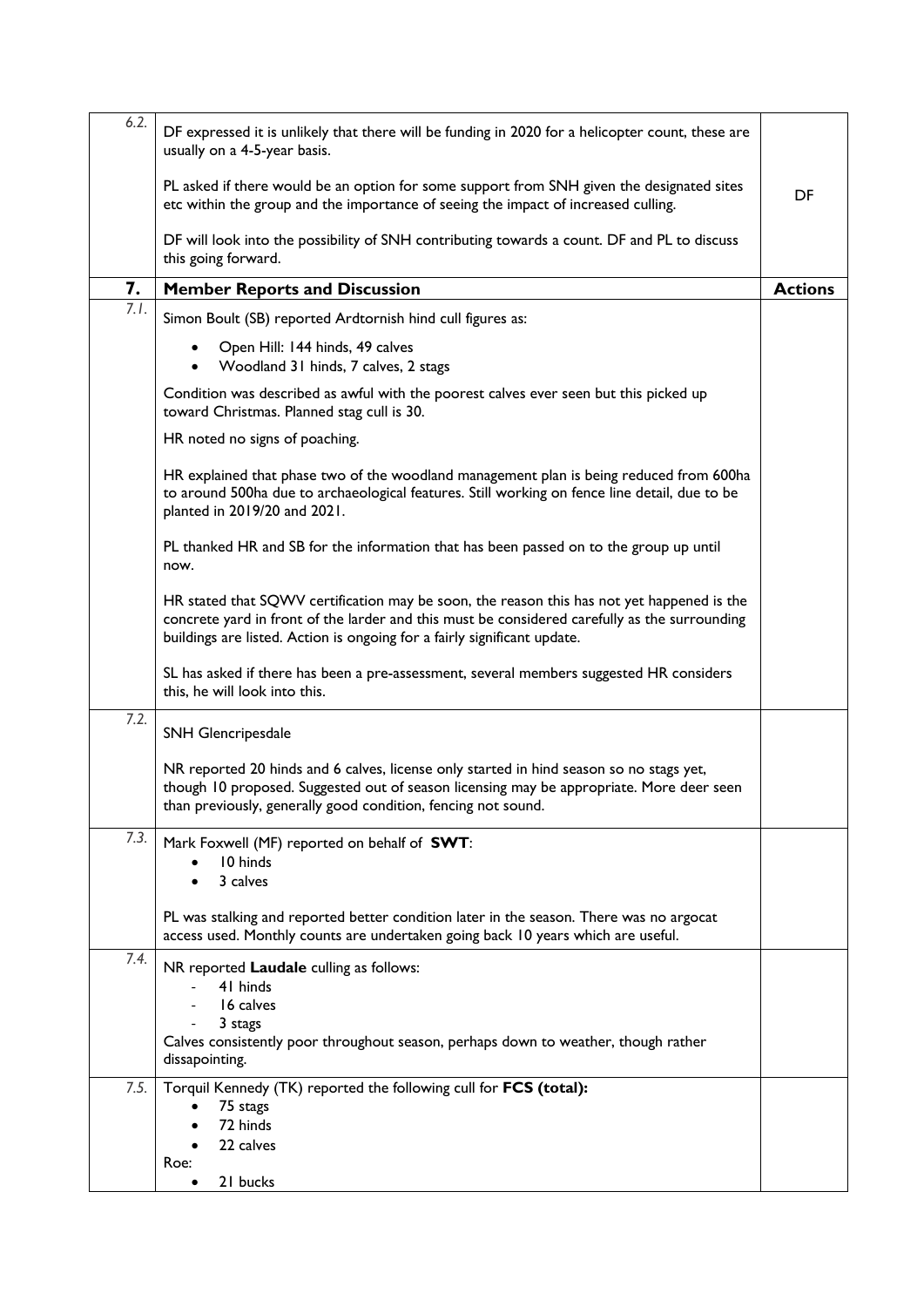| | | |
|---|---|---|
| 6.2. | DF expressed it is unlikely that there will be funding in 2020 for a helicopter count, these are usually on a 4-5-year basis.<br><br>PL asked if there would be an option for some support from SNH given the designated sites etc within the group and the importance of seeing the impact of increased culling.<br><br>DF will look into the possibility of SNH contributing towards a count. DF and PL to discuss this going forward. | DF |
| **7.** | **Member Reports and Discussion** | **Actions** |
| 7.1. | Simon Boult (SB) reported Ardtornish hind cull figures as:<br><br>• Open Hill: 144 hinds, 49 calves<br>• Woodland 31 hinds, 7 calves, 2 stags<br><br>Condition was described as awful with the poorest calves ever seen but this picked up toward Christmas. Planned stag cull is 30.<br><br>HR noted no signs of poaching.<br><br>HR explained that phase two of the woodland management plan is being reduced from 600ha to around 500ha due to archaeological features. Still working on fence line detail, due to be planted in 2019/20 and 2021.<br><br>PL thanked HR and SB for the information that has been passed on to the group up until now.<br><br>HR stated that SQWV certification may be soon, the reason this has not yet happened is the concrete yard in front of the larder and this must be considered carefully as the surrounding buildings are listed. Action is ongoing for a fairly significant update.<br><br>SL has asked if there has been a pre-assessment, several members suggested HR considers this, he will look into this. | |
| 7.2. | SNH Glencripesdale<br><br>NR reported 20 hinds and 6 calves, license only started in hind season so no stags yet, though 10 proposed. Suggested out of season licensing may be appropriate. More deer seen than previously, generally good condition, fencing not sound. | |
| 7.3. | Mark Foxwell (MF) reported on behalf of **SWT**:<br>• 10 hinds<br>• 3 calves<br><br>PL was stalking and reported better condition later in the season. There was no argocat access used. Monthly counts are undertaken going back 10 years which are useful. | |
| 7.4. | NR reported **Laudale** culling as follows:<br>- 41 hinds<br>- 16 calves<br>- 3 stags<br>Calves consistently poor throughout season, perhaps down to weather, though rather dissapointing. | |
| 7.5. | Torquil Kennedy (TK) reported the following cull for **FCS (total):**<br>• 75 stags<br>• 72 hinds<br>• 22 calves<br>Roe:<br>• 21 bucks | |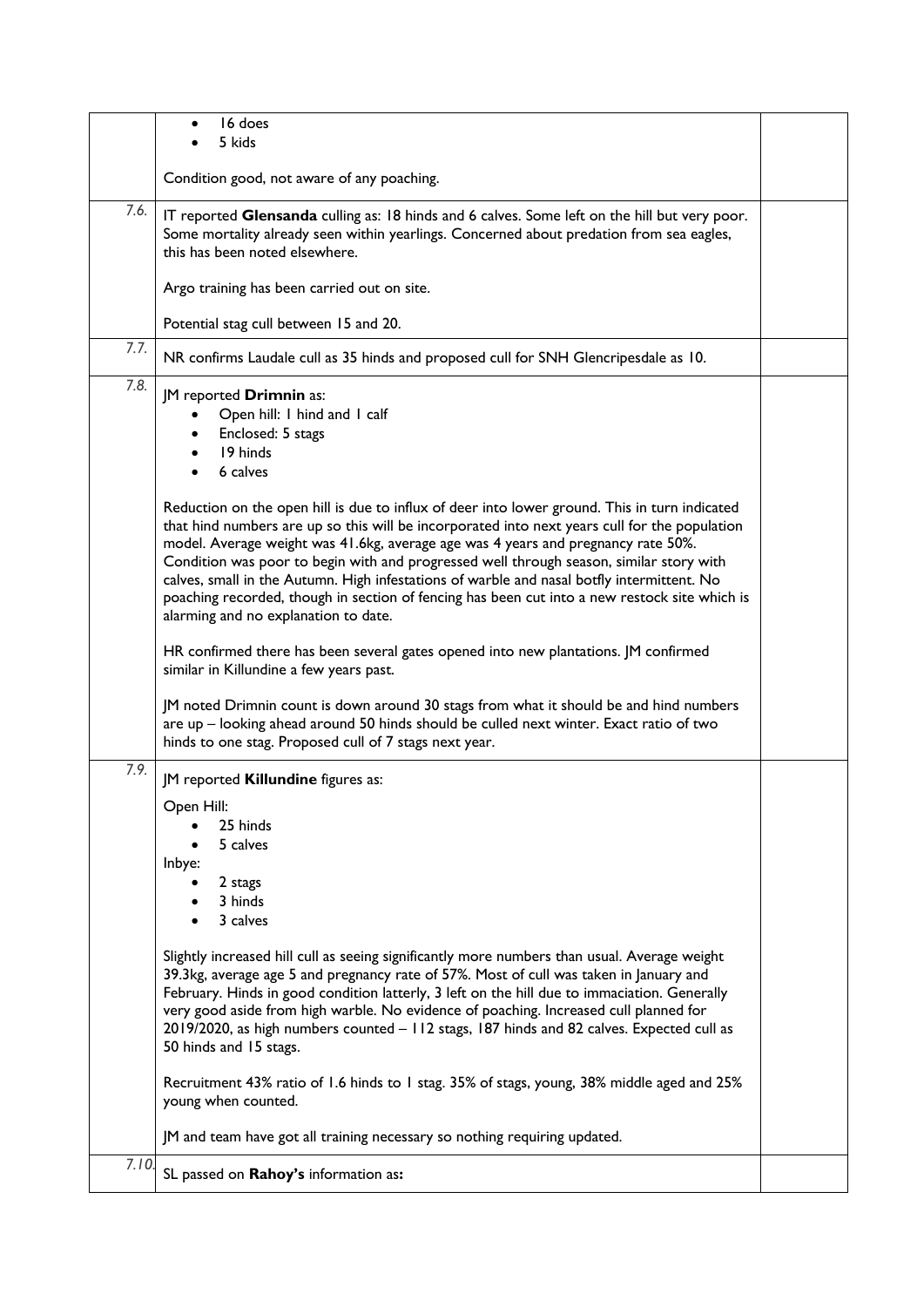| | | |
|---|---|---|
| | • 16 does<br>• 5 kids<br><br>Condition good, not aware of any poaching. | |
| 7.6. | IT reported **Glensanda** culling as: 18 hinds and 6 calves. Some left on the hill but very poor. Some mortality already seen within yearlings. Concerned about predation from sea eagles, this has been noted elsewhere.<br><br>Argo training has been carried out on site.<br><br>Potential stag cull between 15 and 20. | |
| 7.7. | NR confirms Laudale cull as 35 hinds and proposed cull for SNH Glencripesdale as 10. | |
| 7.8. | JM reported **Drimnin** as:<br>• Open hill: 1 hind and 1 calf<br>• Enclosed: 5 stags<br>• 19 hinds<br>• 6 calves<br><br>Reduction on the open hill is due to influx of deer into lower ground. This in turn indicated that hind numbers are up so this will be incorporated into next years cull for the population model. Average weight was 41.6kg, average age was 4 years and pregnancy rate 50%. Condition was poor to begin with and progressed well through season, similar story with calves, small in the Autumn. High infestations of warble and nasal botfly intermittent. No poaching recorded, though in section of fencing has been cut into a new restock site which is alarming and no explanation to date.<br><br>HR confirmed there has been several gates opened into new plantations. JM confirmed similar in Killundine a few years past.<br><br>JM noted Drimnin count is down around 30 stags from what it should be and hind numbers are up – looking ahead around 50 hinds should be culled next winter. Exact ratio of two hinds to one stag. Proposed cull of 7 stags next year. | |
| 7.9. | JM reported **Killundine** figures as:<br><br>Open Hill:<br>• 25 hinds<br>• 5 calves<br><br>Inbye:<br>• 2 stags<br>• 3 hinds<br>• 3 calves<br><br>Slightly increased hill cull as seeing significantly more numbers than usual. Average weight 39.3kg, average age 5 and pregnancy rate of 57%. Most of cull was taken in January and February. Hinds in good condition latterly, 3 left on the hill due to immaciation. Generally very good aside from high warble. No evidence of poaching. Increased cull planned for 2019/2020, as high numbers counted – 112 stags, 187 hinds and 82 calves. Expected cull as 50 hinds and 15 stags.<br><br>Recruitment 43% ratio of 1.6 hinds to 1 stag. 35% of stags, young, 38% middle aged and 25% young when counted.<br><br>JM and team have got all training necessary so nothing requiring updated. | |
| 7.10. | SL passed on **Rahoy's** information as**:** | |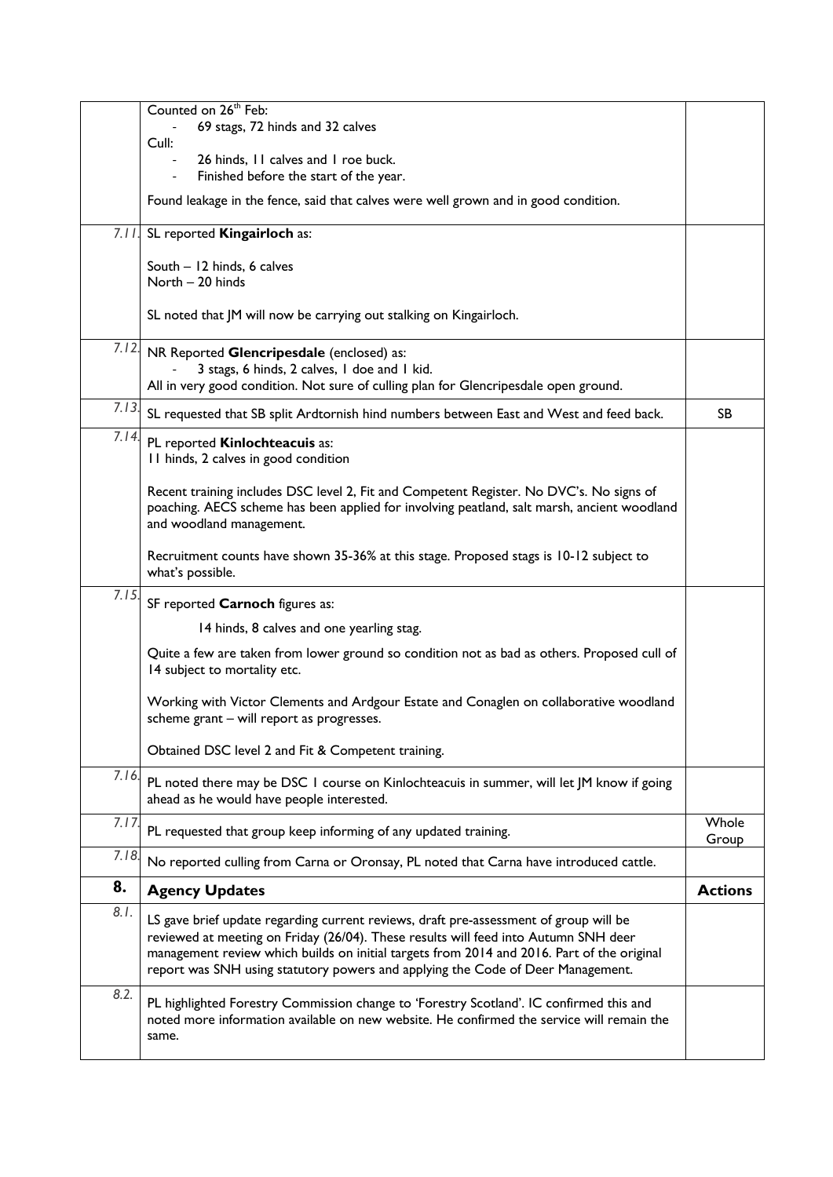| | | |
|---|---|---|
| | Counted on 26th Feb:<br>- 69 stags, 72 hinds and 32 calves<br>Cull:<br>- 26 hinds, 11 calves and 1 roe buck.<br>- Finished before the start of the year.<br><br>Found leakage in the fence, said that calves were well grown and in good condition. | |
| *7.11.* | SL reported **Kingairloch** as:<br><br>South – 12 hinds, 6 calves<br>North – 20 hinds<br><br>SL noted that JM will now be carrying out stalking on Kingairloch. | |
| *7.12.* | NR Reported **Glencripesdale** (enclosed) as:<br>- 3 stags, 6 hinds, 2 calves, 1 doe and 1 kid.<br>All in very good condition. Not sure of culling plan for Glencripesdale open ground. | |
| *7.13.* | SL requested that SB split Ardtornish hind numbers between East and West and feed back. | SB |
| *7.14.* | PL reported **Kinlochteacuis** as:<br>11 hinds, 2 calves in good condition<br><br>Recent training includes DSC level 2, Fit and Competent Register. No DVC's. No signs of poaching. AECS scheme has been applied for involving peatland, salt marsh, ancient woodland and woodland management.<br><br>Recruitment counts have shown 35-36% at this stage. Proposed stags is 10-12 subject to what's possible. | |
| *7.15.* | SF reported **Carnoch** figures as:<br><br>14 hinds, 8 calves and one yearling stag.<br><br>Quite a few are taken from lower ground so condition not as bad as others. Proposed cull of 14 subject to mortality etc.<br><br>Working with Victor Clements and Ardgour Estate and Conaglen on collaborative woodland scheme grant – will report as progresses.<br><br>Obtained DSC level 2 and Fit & Competent training. | |
| *7.16.* | PL noted there may be DSC 1 course on Kinlochteacuis in summer, will let JM know if going ahead as he would have people interested. | |
| *7.17.* | PL requested that group keep informing of any updated training. | Whole Group |
| *7.18.* | No reported culling from Carna or Oronsay, PL noted that Carna have introduced cattle. | |
| **8.** | **Agency Updates** | **Actions** |
| *8.1.* | LS gave brief update regarding current reviews, draft pre-assessment of group will be reviewed at meeting on Friday (26/04). These results will feed into Autumn SNH deer management review which builds on initial targets from 2014 and 2016. Part of the original report was SNH using statutory powers and applying the Code of Deer Management. | |
| *8.2.* | PL highlighted Forestry Commission change to 'Forestry Scotland'. IC confirmed this and noted more information available on new website. He confirmed the service will remain the same. | |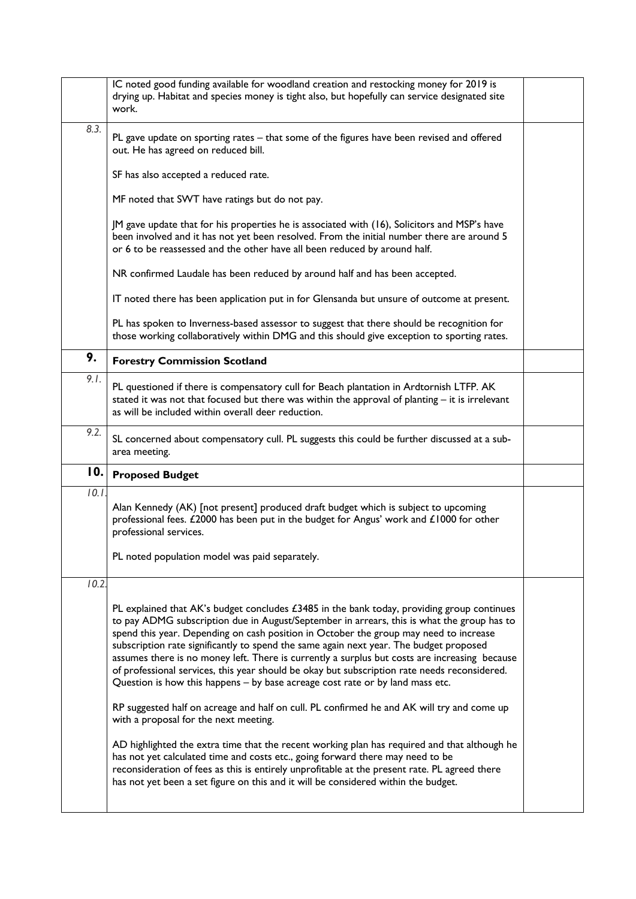| | | |
|---|---|---|
| | IC noted good funding available for woodland creation and restocking money for 2019 is drying up. Habitat and species money is tight also, but hopefully can service designated site work. | |
| *8.3.* | PL gave update on sporting rates – that some of the figures have been revised and offered out. He has agreed on reduced bill.<br><br>SF has also accepted a reduced rate.<br><br>MF noted that SWT have ratings but do not pay.<br><br>JM gave update that for his properties he is associated with (16), Solicitors and MSP's have been involved and it has not yet been resolved. From the initial number there are around 5 or 6 to be reassessed and the other have all been reduced by around half.<br><br>NR confirmed Laudale has been reduced by around half and has been accepted.<br><br>IT noted there has been application put in for Glensanda but unsure of outcome at present.<br><br>PL has spoken to Inverness-based assessor to suggest that there should be recognition for those working collaboratively within DMG and this should give exception to sporting rates. | |
| **9.** | **Forestry Commission Scotland** | |
| *9.1.* | PL questioned if there is compensatory cull for Beach plantation in Ardtornish LTFP. AK stated it was not that focused but there was within the approval of planting – it is irrelevant as will be included within overall deer reduction. | |
| *9.2.* | SL concerned about compensatory cull. PL suggests this could be further discussed at a sub-area meeting. | |
| **10.** | **Proposed Budget** | |
| *10.1.* | Alan Kennedy (AK) [not present] produced draft budget which is subject to upcoming professional fees. £2000 has been put in the budget for Angus' work and £1000 for other professional services.<br><br>PL noted population model was paid separately. | |
| *10.2.* | PL explained that AK's budget concludes £3485 in the bank today, providing group continues to pay ADMG subscription due in August/September in arrears, this is what the group has to spend this year. Depending on cash position in October the group may need to increase subscription rate significantly to spend the same again next year. The budget proposed assumes there is no money left. There is currently a surplus but costs are increasing because of professional services, this year should be okay but subscription rate needs reconsidered. Question is how this happens – by base acreage cost rate or by land mass etc.<br><br>RP suggested half on acreage and half on cull. PL confirmed he and AK will try and come up with a proposal for the next meeting.<br><br>AD highlighted the extra time that the recent working plan has required and that although he has not yet calculated time and costs etc., going forward there may need to be reconsideration of fees as this is entirely unprofitable at the present rate. PL agreed there has not yet been a set figure on this and it will be considered within the budget. | |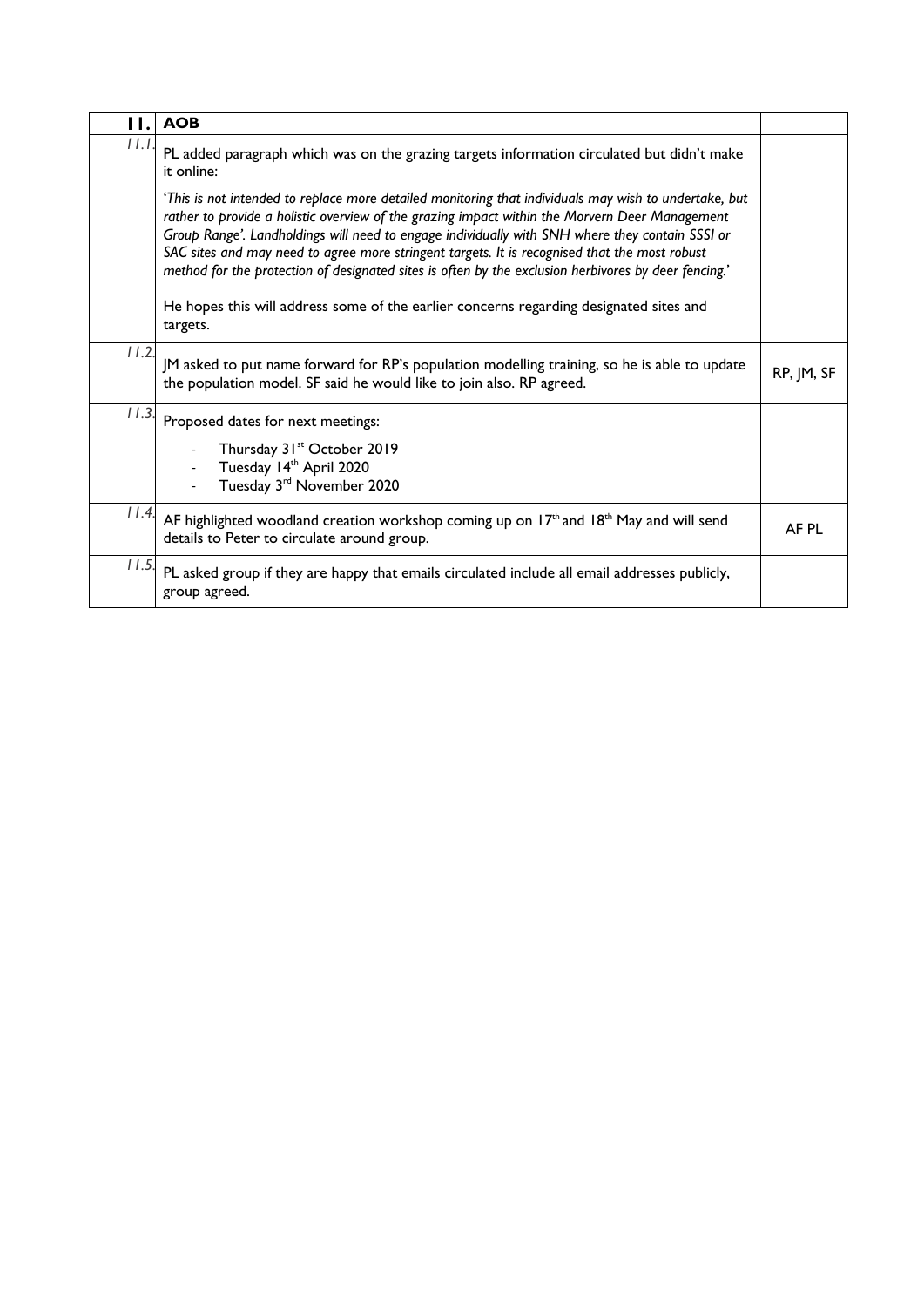| 11. | AOB | |
|---|---|---|
| 11.1. | PL added paragraph which was on the grazing targets information circulated but didn't make it online:<br><br>'*This is not intended to replace more detailed monitoring that individuals may wish to undertake, but rather to provide a holistic overview of the grazing impact within the Morvern Deer Management Group Range'. Landholdings will need to engage individually with SNH where they contain SSSI or SAC sites and may need to agree more stringent targets. It is recognised that the most robust method for the protection of designated sites is often by the exclusion herbivores by deer fencing.*'<br><br>He hopes this will address some of the earlier concerns regarding designated sites and targets. | |
| 11.2. | JM asked to put name forward for RP's population modelling training, so he is able to update the population model. SF said he would like to join also. RP agreed. | RP, JM, SF |
| 11.3. | Proposed dates for next meetings:<br>- Thursday 31st October 2019<br>- Tuesday 14th April 2020<br>- Tuesday 3rd November 2020 | |
| 11.4. | AF highlighted woodland creation workshop coming up on 17th and 18th May and will send details to Peter to circulate around group. | AF PL |
| 11.5. | PL asked group if they are happy that emails circulated include all email addresses publicly, group agreed. | |